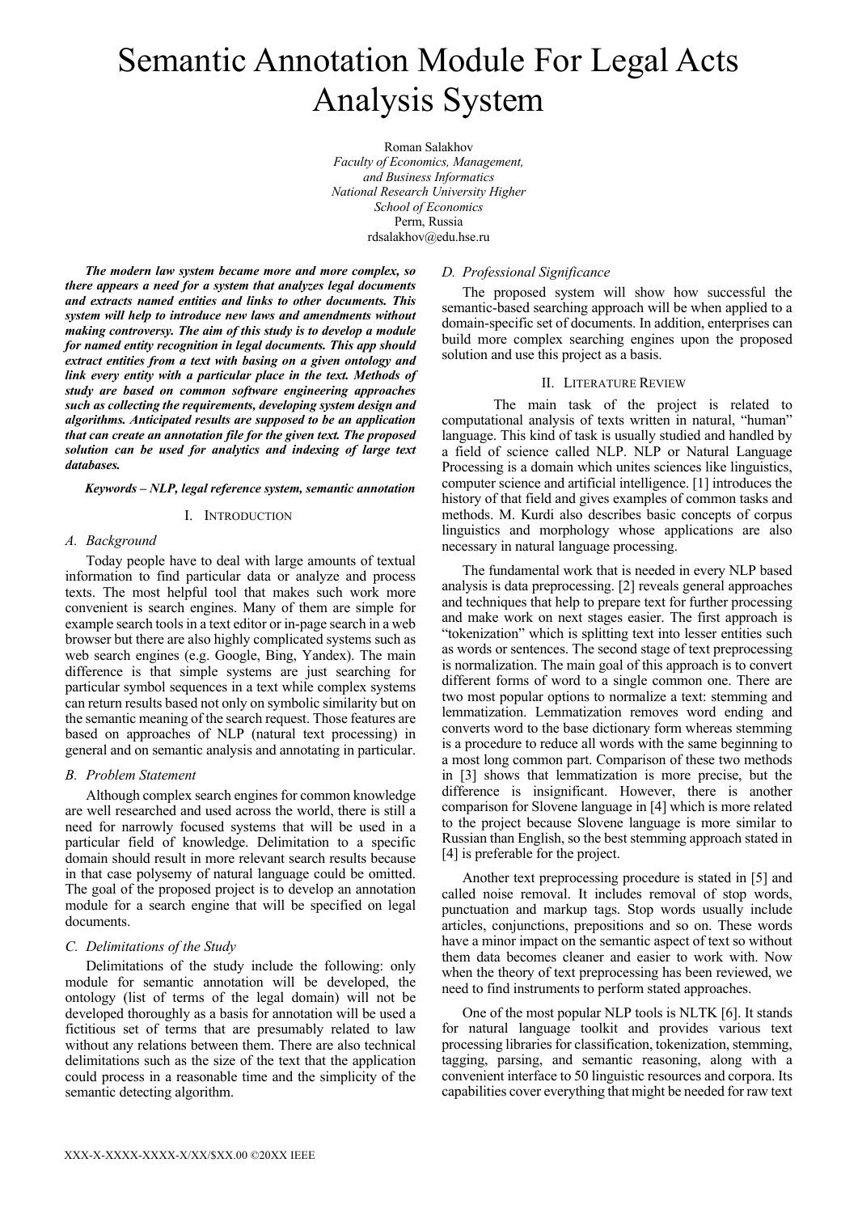# Semantic Annotation Module For Legal Acts Analysis System

Roman Salakhov
*Faculty of Economics, Management, and Business Informatics*
*National Research University Higher School of Economics*
Perm, Russia
rdsalakhov@edu.hse.ru

***The modern law system became more and more complex, so there appears a need for a system that analyzes legal documents and extracts named entities and links to other documents. This system will help to introduce new laws and amendments without making controversy. The aim of this study is to develop a module for named entity recognition in legal documents. This app should extract entities from a text with basing on a given ontology and link every entity with a particular place in the text. Methods of study are based on common software engineering approaches such as collecting the requirements, developing system design and algorithms. Anticipated results are supposed to be an application that can create an annotation file for the given text. The proposed solution can be used for analytics and indexing of large text databases.***

***Keywords – NLP, legal reference system, semantic annotation***

## I. Introduction

### A. Background

Today people have to deal with large amounts of textual information to find particular data or analyze and process texts. The most helpful tool that makes such work more convenient is search engines. Many of them are simple for example search tools in a text editor or in-page search in a web browser but there are also highly complicated systems such as web search engines (e.g. Google, Bing, Yandex). The main difference is that simple systems are just searching for particular symbol sequences in a text while complex systems can return results based not only on symbolic similarity but on the semantic meaning of the search request. Those features are based on approaches of NLP (natural text processing) in general and on semantic analysis and annotating in particular.

### B. Problem Statement

Although complex search engines for common knowledge are well researched and used across the world, there is still a need for narrowly focused systems that will be used in a particular field of knowledge. Delimitation to a specific domain should result in more relevant search results because in that case polysemy of natural language could be omitted. The goal of the proposed project is to develop an annotation module for a search engine that will be specified on legal documents.

### C. Delimitations of the Study

Delimitations of the study include the following: only module for semantic annotation will be developed, the ontology (list of terms of the legal domain) will not be developed thoroughly as a basis for annotation will be used a fictitious set of terms that are presumably related to law without any relations between them. There are also technical delimitations such as the size of the text that the application could process in a reasonable time and the simplicity of the semantic detecting algorithm.

### D. Professional Significance

The proposed system will show how successful the semantic-based searching approach will be when applied to a domain-specific set of documents. In addition, enterprises can build more complex searching engines upon the proposed solution and use this project as a basis.

## II. Literature Review

The main task of the project is related to computational analysis of texts written in natural, "human" language. This kind of task is usually studied and handled by a field of science called NLP. NLP or Natural Language Processing is a domain which unites sciences like linguistics, computer science and artificial intelligence. [1] introduces the history of that field and gives examples of common tasks and methods. M. Kurdi also describes basic concepts of corpus linguistics and morphology whose applications are also necessary in natural language processing.

The fundamental work that is needed in every NLP based analysis is data preprocessing. [2] reveals general approaches and techniques that help to prepare text for further processing and make work on next stages easier. The first approach is "tokenization" which is splitting text into lesser entities such as words or sentences. The second stage of text preprocessing is normalization. The main goal of this approach is to convert different forms of word to a single common one. There are two most popular options to normalize a text: stemming and lemmatization. Lemmatization removes word ending and converts word to the base dictionary form whereas stemming is a procedure to reduce all words with the same beginning to a most long common part. Comparison of these two methods in [3] shows that lemmatization is more precise, but the difference is insignificant. However, there is another comparison for Slovene language in [4] which is more related to the project because Slovene language is more similar to Russian than English, so the best stemming approach stated in [4] is preferable for the project.

Another text preprocessing procedure is stated in [5] and called noise removal. It includes removal of stop words, punctuation and markup tags. Stop words usually include articles, conjunctions, prepositions and so on. These words have a minor impact on the semantic aspect of text so without them data becomes cleaner and easier to work with. Now when the theory of text preprocessing has been reviewed, we need to find instruments to perform stated approaches.

One of the most popular NLP tools is NLTK [6]. It stands for natural language toolkit and provides various text processing libraries for classification, tokenization, stemming, tagging, parsing, and semantic reasoning, along with a convenient interface to 50 linguistic resources and corpora. Its capabilities cover everything that might be needed for raw text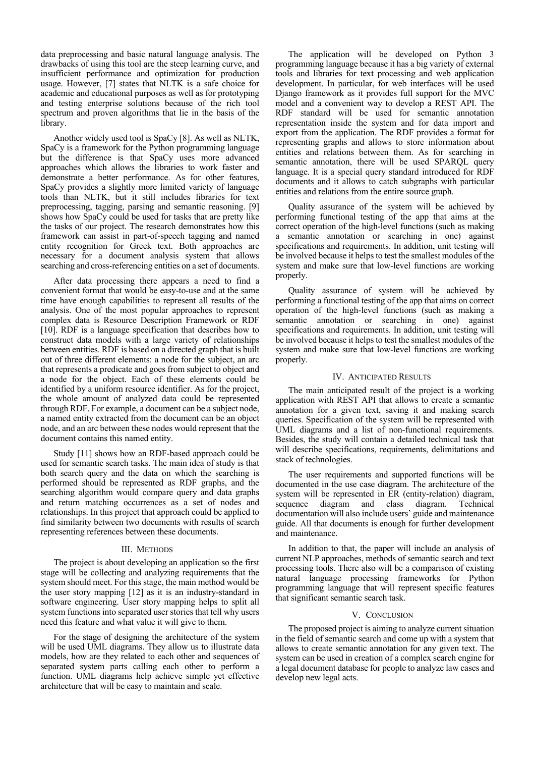data preprocessing and basic natural language analysis. The drawbacks of using this tool are the steep learning curve, and insufficient performance and optimization for production usage. However, [7] states that NLTK is a safe choice for academic and educational purposes as well as for prototyping and testing enterprise solutions because of the rich tool spectrum and proven algorithms that lie in the basis of the library.

Another widely used tool is SpaCy [8]. As well as NLTK, SpaCy is a framework for the Python programming language but the difference is that SpaCy uses more advanced approaches which allows the libraries to work faster and demonstrate a better performance. As for other features, SpaCy provides a slightly more limited variety of language tools than NLTK, but it still includes libraries for text preprocessing, tagging, parsing and semantic reasoning. [9] shows how SpaCy could be used for tasks that are pretty like the tasks of our project. The research demonstrates how this framework can assist in part-of-speech tagging and named entity recognition for Greek text. Both approaches are necessary for a document analysis system that allows searching and cross-referencing entities on a set of documents.

After data processing there appears a need to find a convenient format that would be easy-to-use and at the same time have enough capabilities to represent all results of the analysis. One of the most popular approaches to represent complex data is Resource Description Framework or RDF [10]. RDF is a language specification that describes how to construct data models with a large variety of relationships between entities. RDF is based on a directed graph that is built out of three different elements: a node for the subject, an arc that represents a predicate and goes from subject to object and a node for the object. Each of these elements could be identified by a uniform resource identifier. As for the project, the whole amount of analyzed data could be represented through RDF. For example, a document can be a subject node, a named entity extracted from the document can be an object node, and an arc between these nodes would represent that the document contains this named entity.

Study [11] shows how an RDF-based approach could be used for semantic search tasks. The main idea of study is that both search query and the data on which the searching is performed should be represented as RDF graphs, and the searching algorithm would compare query and data graphs and return matching occurrences as a set of nodes and relationships. In this project that approach could be applied to find similarity between two documents with results of search representing references between these documents.

## III. Methods

The project is about developing an application so the first stage will be collecting and analyzing requirements that the system should meet. For this stage, the main method would be the user story mapping [12] as it is an industry-standard in software engineering. User story mapping helps to split all system functions into separated user stories that tell why users need this feature and what value it will give to them.

For the stage of designing the architecture of the system will be used UML diagrams. They allow us to illustrate data models, how are they related to each other and sequences of separated system parts calling each other to perform a function. UML diagrams help achieve simple yet effective architecture that will be easy to maintain and scale.

The application will be developed on Python 3 programming language because it has a big variety of external tools and libraries for text processing and web application development. In particular, for web interfaces will be used Django framework as it provides full support for the MVC model and a convenient way to develop a REST API. The RDF standard will be used for semantic annotation representation inside the system and for data import and export from the application. The RDF provides a format for representing graphs and allows to store information about entities and relations between them. As for searching in semantic annotation, there will be used SPARQL query language. It is a special query standard introduced for RDF documents and it allows to catch subgraphs with particular entities and relations from the entire source graph.

Quality assurance of the system will be achieved by performing functional testing of the app that aims at the correct operation of the high-level functions (such as making a semantic annotation or searching in one) against specifications and requirements. In addition, unit testing will be involved because it helps to test the smallest modules of the system and make sure that low-level functions are working properly.

Quality assurance of system will be achieved by performing a functional testing of the app that aims on correct operation of the high-level functions (such as making a semantic annotation or searching in one) against specifications and requirements. In addition, unit testing will be involved because it helps to test the smallest modules of the system and make sure that low-level functions are working properly.

## IV. Anticipated Results

The main anticipated result of the project is a working application with REST API that allows to create a semantic annotation for a given text, saving it and making search queries. Specification of the system will be represented with UML diagrams and a list of non-functional requirements. Besides, the study will contain a detailed technical task that will describe specifications, requirements, delimitations and stack of technologies.

The user requirements and supported functions will be documented in the use case diagram. The architecture of the system will be represented in ER (entity-relation) diagram, sequence diagram and class diagram. Technical documentation will also include users' guide and maintenance guide. All that documents is enough for further development and maintenance.

In addition to that, the paper will include an analysis of current NLP approaches, methods of semantic search and text processing tools. There also will be a comparison of existing natural language processing frameworks for Python programming language that will represent specific features that significant semantic search task.

## V. Conclusion

The proposed project is aiming to analyze current situation in the field of semantic search and come up with a system that allows to create semantic annotation for any given text. The system can be used in creation of a complex search engine for a legal document database for people to analyze law cases and develop new legal acts.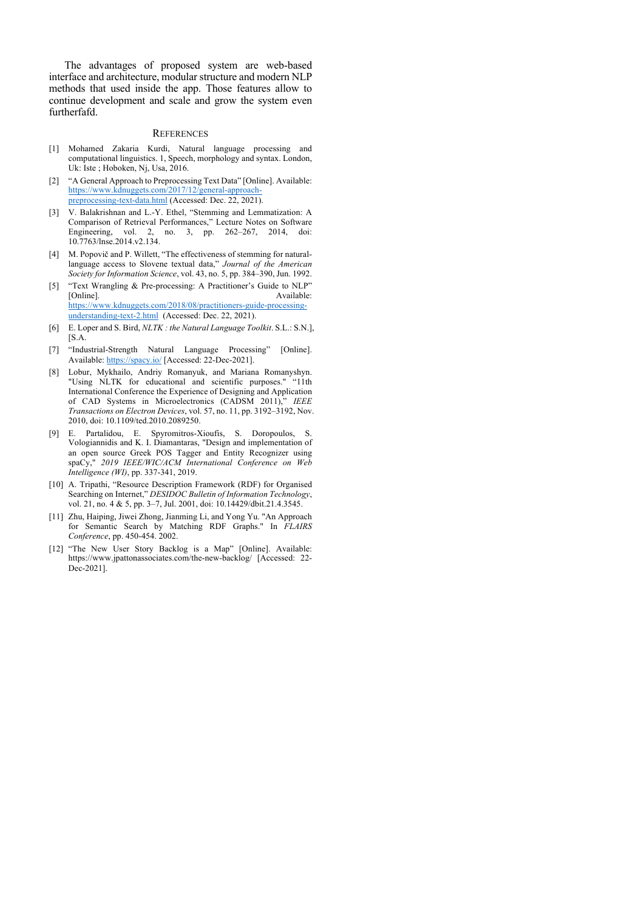The advantages of proposed system are web-based interface and architecture, modular structure and modern NLP methods that used inside the app. Those features allow to continue development and scale and grow the system even furtherfafd.

## References

[1] Mohamed Zakaria Kurdi, Natural language processing and computational linguistics. 1, Speech, morphology and syntax. London, Uk: Iste ; Hoboken, Nj, Usa, 2016.

[2] "A General Approach to Preprocessing Text Data" [Online]. Available: https://www.kdnuggets.com/2017/12/general-approach-preprocessing-text-data.html (Accessed: Dec. 22, 2021).

[3] V. Balakrishnan and L.-Y. Ethel, "Stemming and Lemmatization: A Comparison of Retrieval Performances," Lecture Notes on Software Engineering, vol. 2, no. 3, pp. 262–267, 2014, doi: 10.7763/lnse.2014.v2.134.

[4] M. Popovič and P. Willett, "The effectiveness of stemming for natural-language access to Slovene textual data," *Journal of the American Society for Information Science*, vol. 43, no. 5, pp. 384–390, Jun. 1992.

[5] "Text Wrangling & Pre-processing: A Practitioner's Guide to NLP" [Online]. Available: https://www.kdnuggets.com/2018/08/practitioners-guide-processing-understanding-text-2.html (Accessed: Dec. 22, 2021).

[6] E. Loper and S. Bird, *NLTK : the Natural Language Toolkit*. S.L.: S.N.], [S.A.

[7] "Industrial-Strength Natural Language Processing" [Online]. Available: https://spacy.io/ [Accessed: 22-Dec-2021].

[8] Lobur, Mykhailo, Andriy Romanyuk, and Mariana Romanyshyn. "Using NLTK for educational and scientific purposes." "11th International Conference the Experience of Designing and Application of CAD Systems in Microelectronics (CADSM 2011)," *IEEE Transactions on Electron Devices*, vol. 57, no. 11, pp. 3192–3192, Nov. 2010, doi: 10.1109/ted.2010.2089250.

[9] E. Partalidou, E. Spyromitros-Xioufis, S. Doropoulos, S. Vologiannidis and K. I. Diamantaras, "Design and implementation of an open source Greek POS Tagger and Entity Recognizer using spaCy," *2019 IEEE/WIC/ACM International Conference on Web Intelligence (WI)*, pp. 337-341, 2019.

[10] A. Tripathi, "Resource Description Framework (RDF) for Organised Searching on Internet," *DESIDOC Bulletin of Information Technology*, vol. 21, no. 4 & 5, pp. 3–7, Jul. 2001, doi: 10.14429/dbit.21.4.3545.

[11] Zhu, Haiping, Jiwei Zhong, Jianming Li, and Yong Yu. "An Approach for Semantic Search by Matching RDF Graphs." In *FLAIRS Conference*, pp. 450-454. 2002.

[12] "The New User Story Backlog is a Map" [Online]. Available: https://www.jpattonassociates.com/the-new-backlog/ [Accessed: 22-Dec-2021].